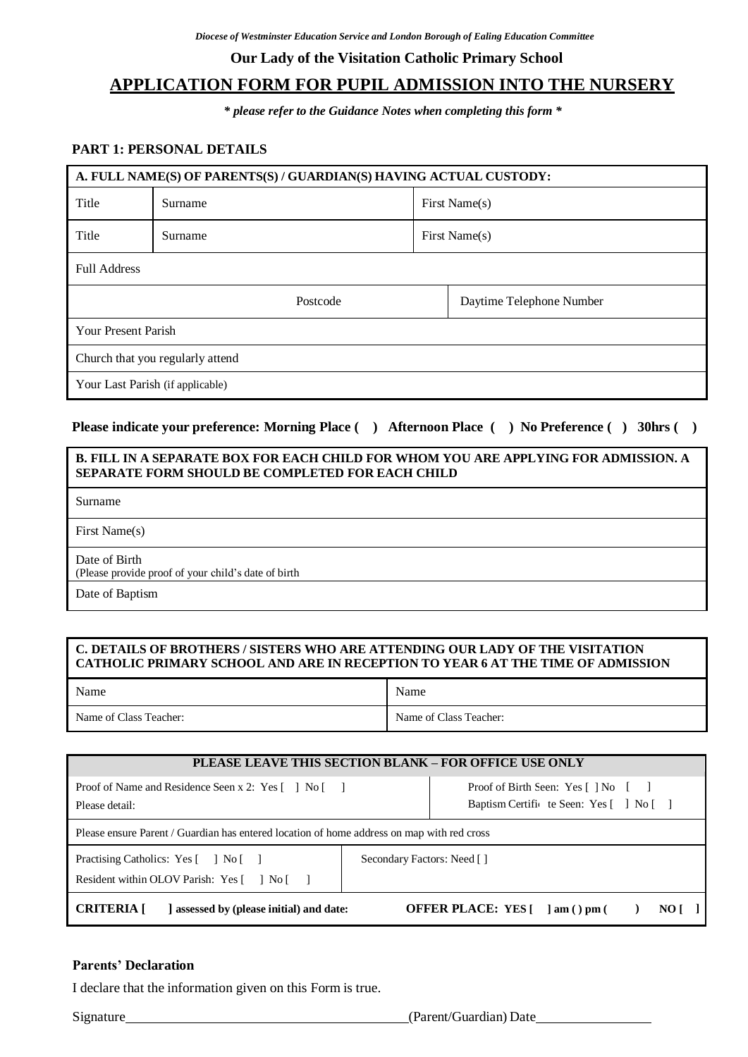*Diocese of Westminster Education Service and London Borough of Ealing Education Committee*

**Our Lady of the Visitation Catholic Primary School**

# APPLICATION FORM FOR PUPIL ADMISSION INTO THE NURSERY

***** please refer to the Guidance Notes when completing this form *****

**PART 1: PERSONAL DETAILS**

| A. FULL NAME(S) OF PARENTS(S) / GUARDIAN(S) HAVING ACTUAL CUSTODY: | | |
|---|---|---|
| Title | Surname | First Name(s) |
| Title | Surname | First Name(s) |
| Full Address | | |
| Postcode | | Daytime Telephone Number |
| Your Present Parish | | |
| Church that you regularly attend | | |
| Your Last Parish (if applicable) | | |

**Please indicate your preference: Morning Place (   ) Afternoon Place (   ) No Preference (   ) 30hrs (   )**

| B. FILL IN A SEPARATE BOX FOR EACH CHILD FOR WHOM YOU ARE APPLYING FOR ADMISSION. A SEPARATE FORM SHOULD BE COMPLETED FOR EACH CHILD |
|---|
| Surname |
| First Name(s) |
| Date of Birth (Please provide proof of your child's date of birth |
| Date of Baptism |

| C. DETAILS OF BROTHERS / SISTERS WHO ARE ATTENDING OUR LADY OF THE VISITATION CATHOLIC PRIMARY SCHOOL AND ARE IN RECEPTION TO YEAR 6 AT THE TIME OF ADMISSION | |
|---|---|
| Name | Name |
| Name of Class Teacher: | Name of Class Teacher: |

| PLEASE LEAVE THIS SECTION BLANK – FOR OFFICE USE ONLY | |
|---|---|
| Proof of Name and Residence Seen x 2: Yes [ ] No [ ] Please detail: | Proof of Birth Seen: Yes [ ] No [ ] Baptism Certificate Seen: Yes [ ] No [ ] |
| Please ensure Parent / Guardian has entered location of home address on map with red cross | |
| Practising Catholics: Yes [ ] No [ ] Resident within OLOV Parish: Yes [ ] No [ ] | Secondary Factors: Need [ ] |
| **CRITERIA [ ] assessed by (please initial) and date:** | **OFFER PLACE: YES [ ] am ( ) pm ( ) NO [ ]** |

**Parents' Declaration**

I declare that the information given on this Form is true.

Signature________________________________________(Parent/Guardian) Date________________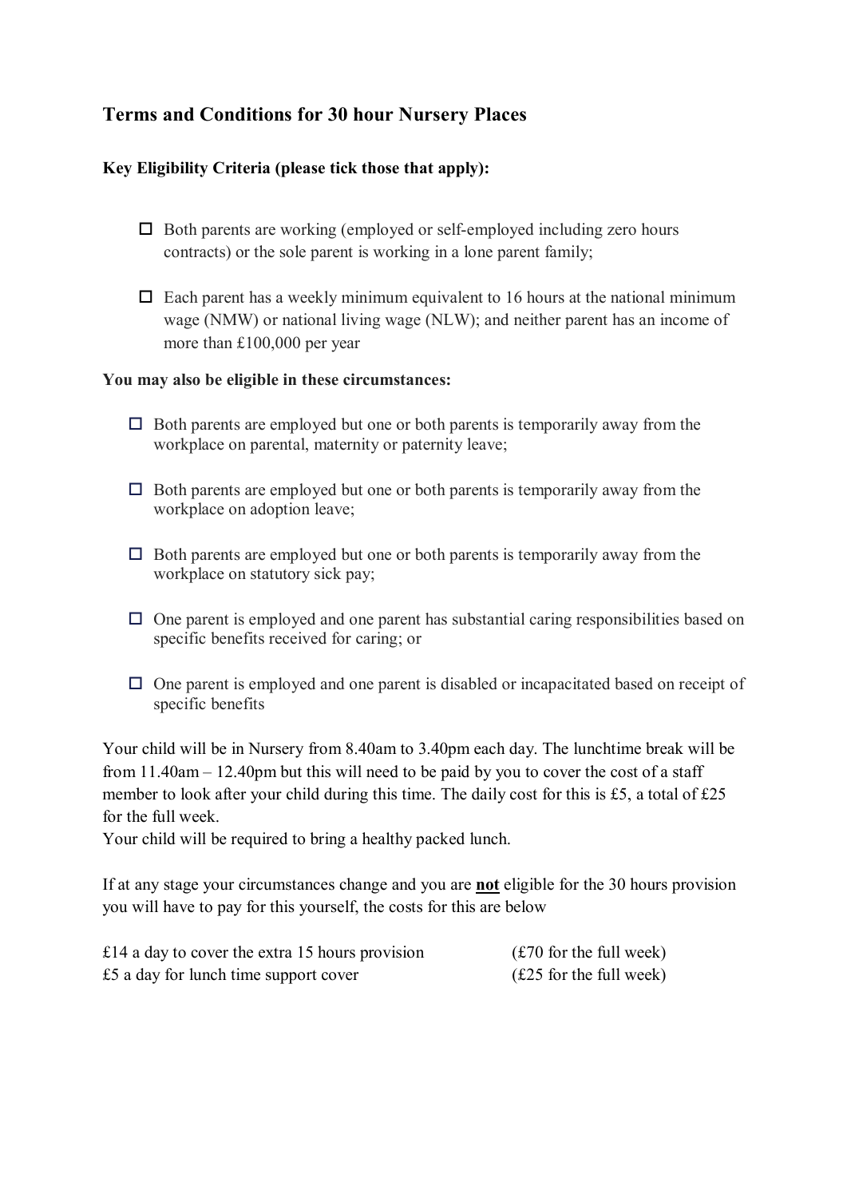## Terms and Conditions for 30 hour Nursery Places

**Key Eligibility Criteria (please tick those that apply):**

- ☐ Both parents are working (employed or self-employed including zero hours contracts) or the sole parent is working in a lone parent family;
- ☐ Each parent has a weekly minimum equivalent to 16 hours at the national minimum wage (NMW) or national living wage (NLW); and neither parent has an income of more than £100,000 per year

**You may also be eligible in these circumstances:**

- ☐ Both parents are employed but one or both parents is temporarily away from the workplace on parental, maternity or paternity leave;
- ☐ Both parents are employed but one or both parents is temporarily away from the workplace on adoption leave;
- ☐ Both parents are employed but one or both parents is temporarily away from the workplace on statutory sick pay;
- ☐ One parent is employed and one parent has substantial caring responsibilities based on specific benefits received for caring; or
- ☐ One parent is employed and one parent is disabled or incapacitated based on receipt of specific benefits

Your child will be in Nursery from 8.40am to 3.40pm each day. The lunchtime break will be from 11.40am – 12.40pm but this will need to be paid by you to cover the cost of a staff member to look after your child during this time. The daily cost for this is £5, a total of £25 for the full week.
Your child will be required to bring a healthy packed lunch.

If at any stage your circumstances change and you are **not** eligible for the 30 hours provision you will have to pay for this yourself, the costs for this are below

| | |
|---|---|
| £14 a day to cover the extra 15 hours provision | (£70 for the full week) |
| £5 a day for lunch time support cover | (£25 for the full week) |